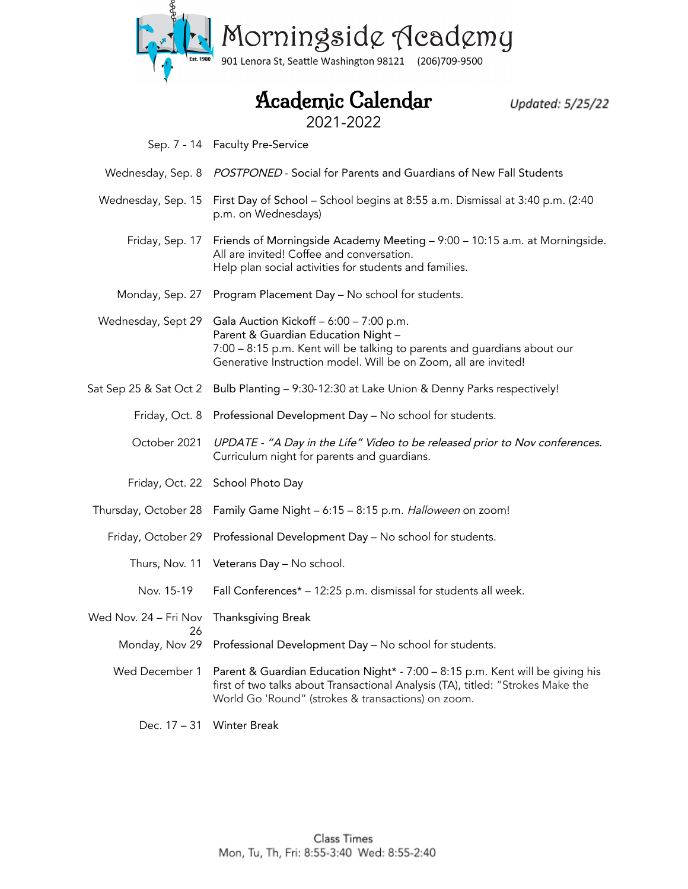# Morningside Academy

901 Lenora St, Seattle Washington 98121 (206)709-9500

Est. 1980

## Academic Calendar

2021-2022

*Updated: 5/25/22*

| Date | Event |
|---|---|
| Sep. 7 - 14 | Faculty Pre-Service |
| Wednesday, Sep. 8 | *POSTPONED* - Social for Parents and Guardians of New Fall Students |
| Wednesday, Sep. 15 | First Day of School – School begins at 8:55 a.m. Dismissal at 3:40 p.m. (2:40 p.m. on Wednesdays) |
| Friday, Sep. 17 | Friends of Morningside Academy Meeting – 9:00 – 10:15 a.m. at Morningside. All are invited! Coffee and conversation. Help plan social activities for students and families. |
| Monday, Sep. 27 | Program Placement Day – No school for students. |
| Wednesday, Sept 29 | Gala Auction Kickoff – 6:00 – 7:00 p.m. Parent & Guardian Education Night – 7:00 – 8:15 p.m. Kent will be talking to parents and guardians about our Generative Instruction model. Will be on Zoom, all are invited! |
| Sat Sep 25 & Sat Oct 2 | Bulb Planting – 9:30-12:30 at Lake Union & Denny Parks respectively! |
| Friday, Oct. 8 | Professional Development Day – No school for students. |
| October 2021 | *UPDATE - "A Day in the Life" Video to be released prior to Nov conferences.* Curriculum night for parents and guardians. |
| Friday, Oct. 22 | School Photo Day |
| Thursday, October 28 | Family Game Night – 6:15 – 8:15 p.m. *Halloween* on zoom! |
| Friday, October 29 | Professional Development Day – No school for students. |
| Thurs, Nov. 11 | Veterans Day – No school. |
| Nov. 15-19 | Fall Conferences* – 12:25 p.m. dismissal for students all week. |
| Wed Nov. 24 – Fri Nov 26 | Thanksgiving Break |
| Monday, Nov 29 | Professional Development Day – No school for students. |
| Wed December 1 | Parent & Guardian Education Night* - 7:00 – 8:15 p.m. Kent will be giving his first of two talks about Transactional Analysis (TA), titled: "Strokes Make the World Go 'Round" (strokes & transactions) on zoom. |
| Dec. 17 – 31 | Winter Break |

Class Times
Mon, Tu, Th, Fri: 8:55-3:40 Wed: 8:55-2:40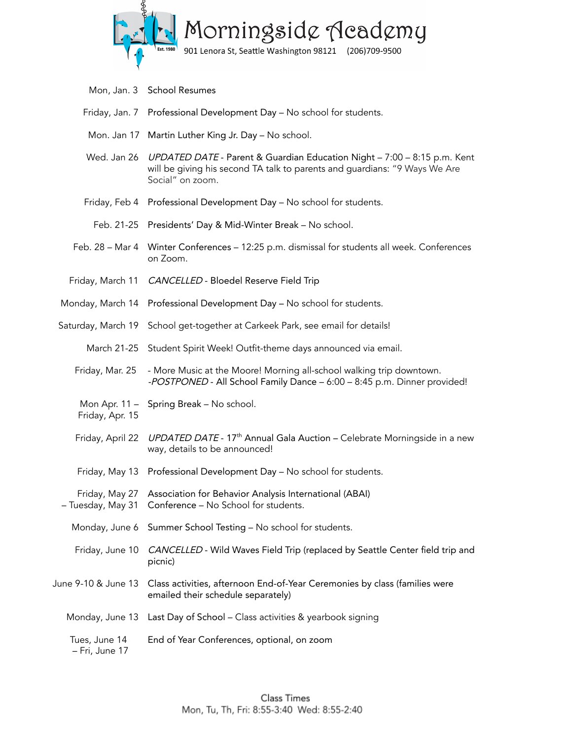# Morningside Academy

Est. 1980

901 Lenora St, Seattle Washington 98121 (206)709-9500

| | |
|---|---|
| Mon, Jan. 3 | School Resumes |
| Friday, Jan. 7 | Professional Development Day – No school for students. |
| Mon. Jan 17 | Martin Luther King Jr. Day – No school. |
| Wed. Jan 26 | *UPDATED DATE* - Parent & Guardian Education Night – 7:00 – 8:15 p.m. Kent will be giving his second TA talk to parents and guardians: "9 Ways We Are Social" on zoom. |
| Friday, Feb 4 | Professional Development Day – No school for students. |
| Feb. 21-25 | Presidents' Day & Mid-Winter Break – No school. |
| Feb. 28 – Mar 4 | Winter Conferences – 12:25 p.m. dismissal for students all week. Conferences on Zoom. |
| Friday, March 11 | *CANCELLED* - Bloedel Reserve Field Trip |
| Monday, March 14 | Professional Development Day – No school for students. |
| Saturday, March 19 | School get-together at Carkeek Park, see email for details! |
| March 21-25 | Student Spirit Week! Outfit-theme days announced via email. |
| Friday, Mar. 25 | - More Music at the Moore! Morning all-school walking trip downtown.<br>-*POSTPONED* - All School Family Dance – 6:00 – 8:45 p.m. Dinner provided! |
| Mon Apr. 11 – Friday, Apr. 15 | Spring Break – No school. |
| Friday, April 22 | *UPDATED DATE* - 17th Annual Gala Auction – Celebrate Morningside in a new way, details to be announced! |
| Friday, May 13 | Professional Development Day – No school for students. |
| Friday, May 27 – Tuesday, May 31 | Association for Behavior Analysis International (ABAI) Conference – No School for students. |
| Monday, June 6 | Summer School Testing – No school for students. |
| Friday, June 10 | *CANCELLED* - Wild Waves Field Trip (replaced by Seattle Center field trip and picnic) |
| June 9-10 & June 13 | Class activities, afternoon End-of-Year Ceremonies by class (families were emailed their schedule separately) |
| Monday, June 13 | Last Day of School – Class activities & yearbook signing |
| Tues, June 14 – Fri, June 17 | End of Year Conferences, optional, on zoom |

Class Times

Mon, Tu, Th, Fri: 8:55-3:40 Wed: 8:55-2:40